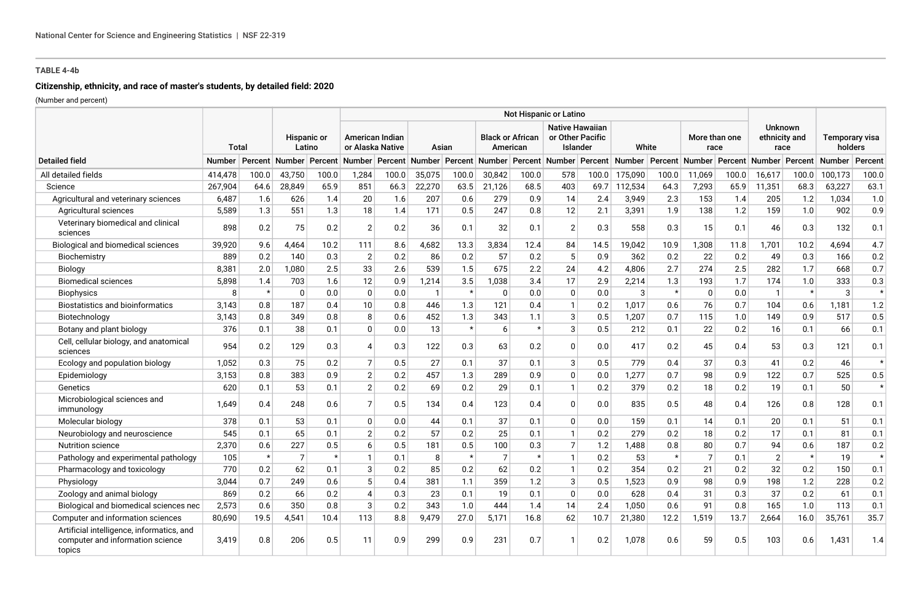**TABLE 4-4b**

**Citizenship, ethnicity, and race of master's students, by detailed field: 2020**

(Number and percent)

| Detailed field | Total | | Hispanic or Latino | | Not Hispanic or Latino | | | | | | | | | | | | Unknown ethnicity and race | | Temporary visa holders | |
|---|---|---|---|---|---|---|---|---|---|---|---|---|---|---|---|---|---|---|---|---|
| | | | | | American Indian or Alaska Native | | Asian | | Black or African American | | Native Hawaiian or Other Pacific Islander | | White | | More than one race | | | | | |
| | Number | Percent | Number | Percent | Number | Percent | Number | Percent | Number | Percent | Number | Percent | Number | Percent | Number | Percent | Number | Percent | Number | Percent |
| All detailed fields | 414,478 | 100.0 | 43,750 | 100.0 | 1,284 | 100.0 | 35,075 | 100.0 | 30,842 | 100.0 | 578 | 100.0 | 175,090 | 100.0 | 11,069 | 100.0 | 16,617 | 100.0 | 100,173 | 100.0 |
| Science | 267,904 | 64.6 | 28,849 | 65.9 | 851 | 66.3 | 22,270 | 63.5 | 21,126 | 68.5 | 403 | 69.7 | 112,534 | 64.3 | 7,293 | 65.9 | 11,351 | 68.3 | 63,227 | 63.1 |
| Agricultural and veterinary sciences | 6,487 | 1.6 | 626 | 1.4 | 20 | 1.6 | 207 | 0.6 | 279 | 0.9 | 14 | 2.4 | 3,949 | 2.3 | 153 | 1.4 | 205 | 1.2 | 1,034 | 1.0 |
| Agricultural sciences | 5,589 | 1.3 | 551 | 1.3 | 18 | 1.4 | 171 | 0.5 | 247 | 0.8 | 12 | 2.1 | 3,391 | 1.9 | 138 | 1.2 | 159 | 1.0 | 902 | 0.9 |
| Veterinary biomedical and clinical sciences | 898 | 0.2 | 75 | 0.2 | 2 | 0.2 | 36 | 0.1 | 32 | 0.1 | 2 | 0.3 | 558 | 0.3 | 15 | 0.1 | 46 | 0.3 | 132 | 0.1 |
| Biological and biomedical sciences | 39,920 | 9.6 | 4,464 | 10.2 | 111 | 8.6 | 4,682 | 13.3 | 3,834 | 12.4 | 84 | 14.5 | 19,042 | 10.9 | 1,308 | 11.8 | 1,701 | 10.2 | 4,694 | 4.7 |
| Biochemistry | 889 | 0.2 | 140 | 0.3 | 2 | 0.2 | 86 | 0.2 | 57 | 0.2 | 5 | 0.9 | 362 | 0.2 | 22 | 0.2 | 49 | 0.3 | 166 | 0.2 |
| Biology | 8,381 | 2.0 | 1,080 | 2.5 | 33 | 2.6 | 539 | 1.5 | 675 | 2.2 | 24 | 4.2 | 4,806 | 2.7 | 274 | 2.5 | 282 | 1.7 | 668 | 0.7 |
| Biomedical sciences | 5,898 | 1.4 | 703 | 1.6 | 12 | 0.9 | 1,214 | 3.5 | 1,038 | 3.4 | 17 | 2.9 | 2,214 | 1.3 | 193 | 1.7 | 174 | 1.0 | 333 | 0.3 |
| Biophysics | 8 | * | 0 | 0.0 | 0 | 0.0 | 1 | * | 0 | 0.0 | 0 | 0.0 | 3 | * | 0 | 0.0 | 1 | * | 3 | * |
| Biostatistics and bioinformatics | 3,143 | 0.8 | 187 | 0.4 | 10 | 0.8 | 446 | 1.3 | 121 | 0.4 | 1 | 0.2 | 1,017 | 0.6 | 76 | 0.7 | 104 | 0.6 | 1,181 | 1.2 |
| Biotechnology | 3,143 | 0.8 | 349 | 0.8 | 8 | 0.6 | 452 | 1.3 | 343 | 1.1 | 3 | 0.5 | 1,207 | 0.7 | 115 | 1.0 | 149 | 0.9 | 517 | 0.5 |
| Botany and plant biology | 376 | 0.1 | 38 | 0.1 | 0 | 0.0 | 13 | * | 6 | * | 3 | 0.5 | 212 | 0.1 | 22 | 0.2 | 16 | 0.1 | 66 | 0.1 |
| Cell, cellular biology, and anatomical sciences | 954 | 0.2 | 129 | 0.3 | 4 | 0.3 | 122 | 0.3 | 63 | 0.2 | 0 | 0.0 | 417 | 0.2 | 45 | 0.4 | 53 | 0.3 | 121 | 0.1 |
| Ecology and population biology | 1,052 | 0.3 | 75 | 0.2 | 7 | 0.5 | 27 | 0.1 | 37 | 0.1 | 3 | 0.5 | 779 | 0.4 | 37 | 0.3 | 41 | 0.2 | 46 | * |
| Epidemiology | 3,153 | 0.8 | 383 | 0.9 | 2 | 0.2 | 457 | 1.3 | 289 | 0.9 | 0 | 0.0 | 1,277 | 0.7 | 98 | 0.9 | 122 | 0.7 | 525 | 0.5 |
| Genetics | 620 | 0.1 | 53 | 0.1 | 2 | 0.2 | 69 | 0.2 | 29 | 0.1 | 1 | 0.2 | 379 | 0.2 | 18 | 0.2 | 19 | 0.1 | 50 | * |
| Microbiological sciences and immunology | 1,649 | 0.4 | 248 | 0.6 | 7 | 0.5 | 134 | 0.4 | 123 | 0.4 | 0 | 0.0 | 835 | 0.5 | 48 | 0.4 | 126 | 0.8 | 128 | 0.1 |
| Molecular biology | 378 | 0.1 | 53 | 0.1 | 0 | 0.0 | 44 | 0.1 | 37 | 0.1 | 0 | 0.0 | 159 | 0.1 | 14 | 0.1 | 20 | 0.1 | 51 | 0.1 |
| Neurobiology and neuroscience | 545 | 0.1 | 65 | 0.1 | 2 | 0.2 | 57 | 0.2 | 25 | 0.1 | 1 | 0.2 | 279 | 0.2 | 18 | 0.2 | 17 | 0.1 | 81 | 0.1 |
| Nutrition science | 2,370 | 0.6 | 227 | 0.5 | 6 | 0.5 | 181 | 0.5 | 100 | 0.3 | 7 | 1.2 | 1,488 | 0.8 | 80 | 0.7 | 94 | 0.6 | 187 | 0.2 |
| Pathology and experimental pathology | 105 | * | 7 | * | 1 | 0.1 | 8 | * | 7 | * | 1 | 0.2 | 53 | * | 7 | 0.1 | 2 | * | 19 | * |
| Pharmacology and toxicology | 770 | 0.2 | 62 | 0.1 | 3 | 0.2 | 85 | 0.2 | 62 | 0.2 | 1 | 0.2 | 354 | 0.2 | 21 | 0.2 | 32 | 0.2 | 150 | 0.1 |
| Physiology | 3,044 | 0.7 | 249 | 0.6 | 5 | 0.4 | 381 | 1.1 | 359 | 1.2 | 3 | 0.5 | 1,523 | 0.9 | 98 | 0.9 | 198 | 1.2 | 228 | 0.2 |
| Zoology and animal biology | 869 | 0.2 | 66 | 0.2 | 4 | 0.3 | 23 | 0.1 | 19 | 0.1 | 0 | 0.0 | 628 | 0.4 | 31 | 0.3 | 37 | 0.2 | 61 | 0.1 |
| Biological and biomedical sciences nec | 2,573 | 0.6 | 350 | 0.8 | 3 | 0.2 | 343 | 1.0 | 444 | 1.4 | 14 | 2.4 | 1,050 | 0.6 | 91 | 0.8 | 165 | 1.0 | 113 | 0.1 |
| Computer and information sciences | 80,690 | 19.5 | 4,541 | 10.4 | 113 | 8.8 | 9,479 | 27.0 | 5,171 | 16.8 | 62 | 10.7 | 21,380 | 12.2 | 1,519 | 13.7 | 2,664 | 16.0 | 35,761 | 35.7 |
| Artificial intelligence, informatics, and computer and information science topics | 3,419 | 0.8 | 206 | 0.5 | 11 | 0.9 | 299 | 0.9 | 231 | 0.7 | 1 | 0.2 | 1,078 | 0.6 | 59 | 0.5 | 103 | 0.6 | 1,431 | 1.4 |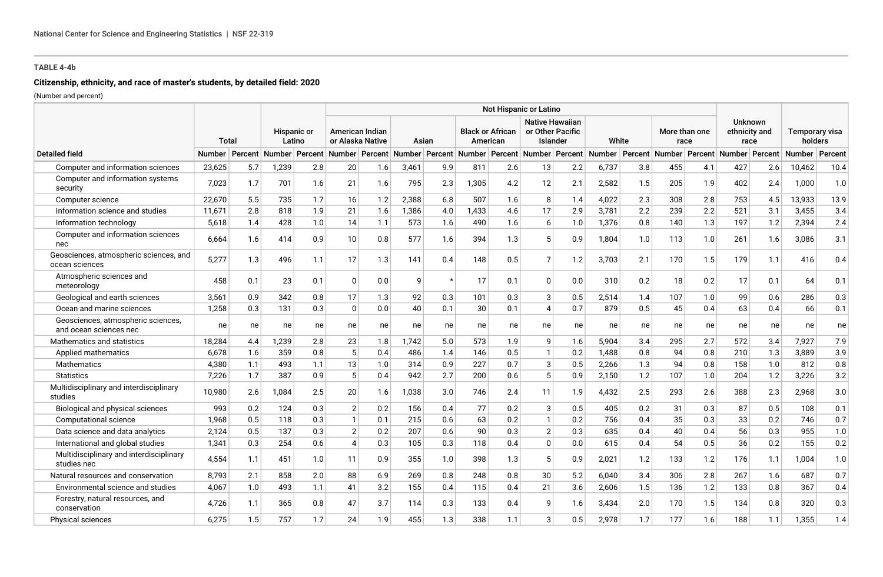**TABLE 4-4b**

**Citizenship, ethnicity, and race of master's students, by detailed field: 2020**

(Number and percent)

| Detailed field | Total | | Hispanic or Latino | | Not Hispanic or Latino | | | | | | | | | | | | Unknown ethnicity and race | | Temporary visa holders | |
|---|---|---|---|---|---|---|---|---|---|---|---|---|---|---|---|---|---|---|---|---|
| | | | | | American Indian or Alaska Native | | Asian | | Black or African American | | Native Hawaiian or Other Pacific Islander | | White | | More than one race | | | | | |
| | Number | Percent | Number | Percent | Number | Percent | Number | Percent | Number | Percent | Number | Percent | Number | Percent | Number | Percent | Number | Percent | Number | Percent |
| Computer and information sciences | 23,625 | 5.7 | 1,239 | 2.8 | 20 | 1.6 | 3,461 | 9.9 | 811 | 2.6 | 13 | 2.2 | 6,737 | 3.8 | 455 | 4.1 | 427 | 2.6 | 10,462 | 10.4 |
| Computer and information systems security | 7,023 | 1.7 | 701 | 1.6 | 21 | 1.6 | 795 | 2.3 | 1,305 | 4.2 | 12 | 2.1 | 2,582 | 1.5 | 205 | 1.9 | 402 | 2.4 | 1,000 | 1.0 |
| Computer science | 22,670 | 5.5 | 735 | 1.7 | 16 | 1.2 | 2,388 | 6.8 | 507 | 1.6 | 8 | 1.4 | 4,022 | 2.3 | 308 | 2.8 | 753 | 4.5 | 13,933 | 13.9 |
| Information science and studies | 11,671 | 2.8 | 818 | 1.9 | 21 | 1.6 | 1,386 | 4.0 | 1,433 | 4.6 | 17 | 2.9 | 3,781 | 2.2 | 239 | 2.2 | 521 | 3.1 | 3,455 | 3.4 |
| Information technology | 5,618 | 1.4 | 428 | 1.0 | 14 | 1.1 | 573 | 1.6 | 490 | 1.6 | 6 | 1.0 | 1,376 | 0.8 | 140 | 1.3 | 197 | 1.2 | 2,394 | 2.4 |
| Computer and information sciences nec | 6,664 | 1.6 | 414 | 0.9 | 10 | 0.8 | 577 | 1.6 | 394 | 1.3 | 5 | 0.9 | 1,804 | 1.0 | 113 | 1.0 | 261 | 1.6 | 3,086 | 3.1 |
| Geosciences, atmospheric sciences, and ocean sciences | 5,277 | 1.3 | 496 | 1.1 | 17 | 1.3 | 141 | 0.4 | 148 | 0.5 | 7 | 1.2 | 3,703 | 2.1 | 170 | 1.5 | 179 | 1.1 | 416 | 0.4 |
| Atmospheric sciences and meteorology | 458 | 0.1 | 23 | 0.1 | 0 | 0.0 | 9 | * | 17 | 0.1 | 0 | 0.0 | 310 | 0.2 | 18 | 0.2 | 17 | 0.1 | 64 | 0.1 |
| Geological and earth sciences | 3,561 | 0.9 | 342 | 0.8 | 17 | 1.3 | 92 | 0.3 | 101 | 0.3 | 3 | 0.5 | 2,514 | 1.4 | 107 | 1.0 | 99 | 0.6 | 286 | 0.3 |
| Ocean and marine sciences | 1,258 | 0.3 | 131 | 0.3 | 0 | 0.0 | 40 | 0.1 | 30 | 0.1 | 4 | 0.7 | 879 | 0.5 | 45 | 0.4 | 63 | 0.4 | 66 | 0.1 |
| Geosciences, atmospheric sciences, and ocean sciences nec | ne | ne | ne | ne | ne | ne | ne | ne | ne | ne | ne | ne | ne | ne | ne | ne | ne | ne | ne | ne |
| Mathematics and statistics | 18,284 | 4.4 | 1,239 | 2.8 | 23 | 1.8 | 1,742 | 5.0 | 573 | 1.9 | 9 | 1.6 | 5,904 | 3.4 | 295 | 2.7 | 572 | 3.4 | 7,927 | 7.9 |
| Applied mathematics | 6,678 | 1.6 | 359 | 0.8 | 5 | 0.4 | 486 | 1.4 | 146 | 0.5 | 1 | 0.2 | 1,488 | 0.8 | 94 | 0.8 | 210 | 1.3 | 3,889 | 3.9 |
| Mathematics | 4,380 | 1.1 | 493 | 1.1 | 13 | 1.0 | 314 | 0.9 | 227 | 0.7 | 3 | 0.5 | 2,266 | 1.3 | 94 | 0.8 | 158 | 1.0 | 812 | 0.8 |
| Statistics | 7,226 | 1.7 | 387 | 0.9 | 5 | 0.4 | 942 | 2.7 | 200 | 0.6 | 5 | 0.9 | 2,150 | 1.2 | 107 | 1.0 | 204 | 1.2 | 3,226 | 3.2 |
| Multidisciplinary and interdisciplinary studies | 10,980 | 2.6 | 1,084 | 2.5 | 20 | 1.6 | 1,038 | 3.0 | 746 | 2.4 | 11 | 1.9 | 4,432 | 2.5 | 293 | 2.6 | 388 | 2.3 | 2,968 | 3.0 |
| Biological and physical sciences | 993 | 0.2 | 124 | 0.3 | 2 | 0.2 | 156 | 0.4 | 77 | 0.2 | 3 | 0.5 | 405 | 0.2 | 31 | 0.3 | 87 | 0.5 | 108 | 0.1 |
| Computational science | 1,968 | 0.5 | 118 | 0.3 | 1 | 0.1 | 215 | 0.6 | 63 | 0.2 | 1 | 0.2 | 756 | 0.4 | 35 | 0.3 | 33 | 0.2 | 746 | 0.7 |
| Data science and data analytics | 2,124 | 0.5 | 137 | 0.3 | 2 | 0.2 | 207 | 0.6 | 90 | 0.3 | 2 | 0.3 | 635 | 0.4 | 40 | 0.4 | 56 | 0.3 | 955 | 1.0 |
| International and global studies | 1,341 | 0.3 | 254 | 0.6 | 4 | 0.3 | 105 | 0.3 | 118 | 0.4 | 0 | 0.0 | 615 | 0.4 | 54 | 0.5 | 36 | 0.2 | 155 | 0.2 |
| Multidisciplinary and interdisciplinary studies nec | 4,554 | 1.1 | 451 | 1.0 | 11 | 0.9 | 355 | 1.0 | 398 | 1.3 | 5 | 0.9 | 2,021 | 1.2 | 133 | 1.2 | 176 | 1.1 | 1,004 | 1.0 |
| Natural resources and conservation | 8,793 | 2.1 | 858 | 2.0 | 88 | 6.9 | 269 | 0.8 | 248 | 0.8 | 30 | 5.2 | 6,040 | 3.4 | 306 | 2.8 | 267 | 1.6 | 687 | 0.7 |
| Environmental science and studies | 4,067 | 1.0 | 493 | 1.1 | 41 | 3.2 | 155 | 0.4 | 115 | 0.4 | 21 | 3.6 | 2,606 | 1.5 | 136 | 1.2 | 133 | 0.8 | 367 | 0.4 |
| Forestry, natural resources, and conservation | 4,726 | 1.1 | 365 | 0.8 | 47 | 3.7 | 114 | 0.3 | 133 | 0.4 | 9 | 1.6 | 3,434 | 2.0 | 170 | 1.5 | 134 | 0.8 | 320 | 0.3 |
| Physical sciences | 6,275 | 1.5 | 757 | 1.7 | 24 | 1.9 | 455 | 1.3 | 338 | 1.1 | 3 | 0.5 | 2,978 | 1.7 | 177 | 1.6 | 188 | 1.1 | 1,355 | 1.4 |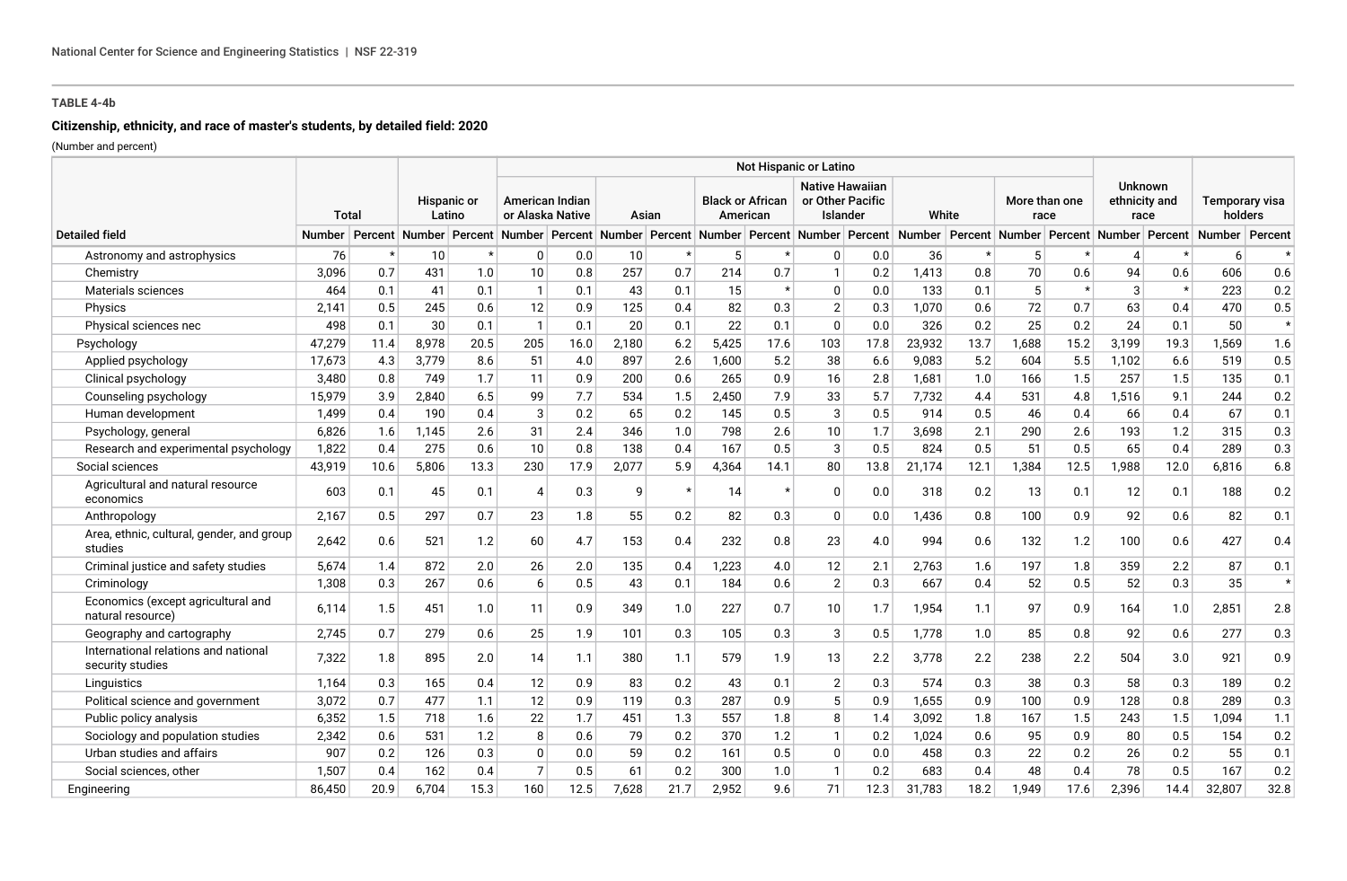**TABLE 4-4b**

**Citizenship, ethnicity, and race of master's students, by detailed field: 2020**

(Number and percent)

| Detailed field | Total | | Hispanic or Latino | | Not Hispanic or Latino | | | | | | | | | | | | Unknown ethnicity and race | | Temporary visa holders | |
|---|---|---|---|---|---|---|---|---|---|---|---|---|---|---|---|---|---|---|---|---|
| | | | | | American Indian or Alaska Native | | Asian | | Black or African American | | Native Hawaiian or Other Pacific Islander | | White | | More than one race | | | | | |
| | Number | Percent | Number | Percent | Number | Percent | Number | Percent | Number | Percent | Number | Percent | Number | Percent | Number | Percent | Number | Percent | Number | Percent |
| Astronomy and astrophysics | 76 | * | 10 | * | 0 | 0.0 | 10 | * | 5 | * | 0 | 0.0 | 36 | * | 5 | * | 4 | * | 6 | * |
| Chemistry | 3,096 | 0.7 | 431 | 1.0 | 10 | 0.8 | 257 | 0.7 | 214 | 0.7 | 1 | 0.2 | 1,413 | 0.8 | 70 | 0.6 | 94 | 0.6 | 606 | 0.6 |
| Materials sciences | 464 | 0.1 | 41 | 0.1 | 1 | 0.1 | 43 | 0.1 | 15 | * | 0 | 0.0 | 133 | 0.1 | 5 | * | 3 | * | 223 | 0.2 |
| Physics | 2,141 | 0.5 | 245 | 0.6 | 12 | 0.9 | 125 | 0.4 | 82 | 0.3 | 2 | 0.3 | 1,070 | 0.6 | 72 | 0.7 | 63 | 0.4 | 470 | 0.5 |
| Physical sciences nec | 498 | 0.1 | 30 | 0.1 | 1 | 0.1 | 20 | 0.1 | 22 | 0.1 | 0 | 0.0 | 326 | 0.2 | 25 | 0.2 | 24 | 0.1 | 50 | * |
| Psychology | 47,279 | 11.4 | 8,978 | 20.5 | 205 | 16.0 | 2,180 | 6.2 | 5,425 | 17.6 | 103 | 17.8 | 23,932 | 13.7 | 1,688 | 15.2 | 3,199 | 19.3 | 1,569 | 1.6 |
| Applied psychology | 17,673 | 4.3 | 3,779 | 8.6 | 51 | 4.0 | 897 | 2.6 | 1,600 | 5.2 | 38 | 6.6 | 9,083 | 5.2 | 604 | 5.5 | 1,102 | 6.6 | 519 | 0.5 |
| Clinical psychology | 3,480 | 0.8 | 749 | 1.7 | 11 | 0.9 | 200 | 0.6 | 265 | 0.9 | 16 | 2.8 | 1,681 | 1.0 | 166 | 1.5 | 257 | 1.5 | 135 | 0.1 |
| Counseling psychology | 15,979 | 3.9 | 2,840 | 6.5 | 99 | 7.7 | 534 | 1.5 | 2,450 | 7.9 | 33 | 5.7 | 7,732 | 4.4 | 531 | 4.8 | 1,516 | 9.1 | 244 | 0.2 |
| Human development | 1,499 | 0.4 | 190 | 0.4 | 3 | 0.2 | 65 | 0.2 | 145 | 0.5 | 3 | 0.5 | 914 | 0.5 | 46 | 0.4 | 66 | 0.4 | 67 | 0.1 |
| Psychology, general | 6,826 | 1.6 | 1,145 | 2.6 | 31 | 2.4 | 346 | 1.0 | 798 | 2.6 | 10 | 1.7 | 3,698 | 2.1 | 290 | 2.6 | 193 | 1.2 | 315 | 0.3 |
| Research and experimental psychology | 1,822 | 0.4 | 275 | 0.6 | 10 | 0.8 | 138 | 0.4 | 167 | 0.5 | 3 | 0.5 | 824 | 0.5 | 51 | 0.5 | 65 | 0.4 | 289 | 0.3 |
| Social sciences | 43,919 | 10.6 | 5,806 | 13.3 | 230 | 17.9 | 2,077 | 5.9 | 4,364 | 14.1 | 80 | 13.8 | 21,174 | 12.1 | 1,384 | 12.5 | 1,988 | 12.0 | 6,816 | 6.8 |
| Agricultural and natural resource economics | 603 | 0.1 | 45 | 0.1 | 4 | 0.3 | 9 | * | 14 | * | 0 | 0.0 | 318 | 0.2 | 13 | 0.1 | 12 | 0.1 | 188 | 0.2 |
| Anthropology | 2,167 | 0.5 | 297 | 0.7 | 23 | 1.8 | 55 | 0.2 | 82 | 0.3 | 0 | 0.0 | 1,436 | 0.8 | 100 | 0.9 | 92 | 0.6 | 82 | 0.1 |
| Area, ethnic, cultural, gender, and group studies | 2,642 | 0.6 | 521 | 1.2 | 60 | 4.7 | 153 | 0.4 | 232 | 0.8 | 23 | 4.0 | 994 | 0.6 | 132 | 1.2 | 100 | 0.6 | 427 | 0.4 |
| Criminal justice and safety studies | 5,674 | 1.4 | 872 | 2.0 | 26 | 2.0 | 135 | 0.4 | 1,223 | 4.0 | 12 | 2.1 | 2,763 | 1.6 | 197 | 1.8 | 359 | 2.2 | 87 | 0.1 |
| Criminology | 1,308 | 0.3 | 267 | 0.6 | 6 | 0.5 | 43 | 0.1 | 184 | 0.6 | 2 | 0.3 | 667 | 0.4 | 52 | 0.5 | 52 | 0.3 | 35 | * |
| Economics (except agricultural and natural resource) | 6,114 | 1.5 | 451 | 1.0 | 11 | 0.9 | 349 | 1.0 | 227 | 0.7 | 10 | 1.7 | 1,954 | 1.1 | 97 | 0.9 | 164 | 1.0 | 2,851 | 2.8 |
| Geography and cartography | 2,745 | 0.7 | 279 | 0.6 | 25 | 1.9 | 101 | 0.3 | 105 | 0.3 | 3 | 0.5 | 1,778 | 1.0 | 85 | 0.8 | 92 | 0.6 | 277 | 0.3 |
| International relations and national security studies | 7,322 | 1.8 | 895 | 2.0 | 14 | 1.1 | 380 | 1.1 | 579 | 1.9 | 13 | 2.2 | 3,778 | 2.2 | 238 | 2.2 | 504 | 3.0 | 921 | 0.9 |
| Linguistics | 1,164 | 0.3 | 165 | 0.4 | 12 | 0.9 | 83 | 0.2 | 43 | 0.1 | 2 | 0.3 | 574 | 0.3 | 38 | 0.3 | 58 | 0.3 | 189 | 0.2 |
| Political science and government | 3,072 | 0.7 | 477 | 1.1 | 12 | 0.9 | 119 | 0.3 | 287 | 0.9 | 5 | 0.9 | 1,655 | 0.9 | 100 | 0.9 | 128 | 0.8 | 289 | 0.3 |
| Public policy analysis | 6,352 | 1.5 | 718 | 1.6 | 22 | 1.7 | 451 | 1.3 | 557 | 1.8 | 8 | 1.4 | 3,092 | 1.8 | 167 | 1.5 | 243 | 1.5 | 1,094 | 1.1 |
| Sociology and population studies | 2,342 | 0.6 | 531 | 1.2 | 8 | 0.6 | 79 | 0.2 | 370 | 1.2 | 1 | 0.2 | 1,024 | 0.6 | 95 | 0.9 | 80 | 0.5 | 154 | 0.2 |
| Urban studies and affairs | 907 | 0.2 | 126 | 0.3 | 0 | 0.0 | 59 | 0.2 | 161 | 0.5 | 0 | 0.0 | 458 | 0.3 | 22 | 0.2 | 26 | 0.2 | 55 | 0.1 |
| Social sciences, other | 1,507 | 0.4 | 162 | 0.4 | 7 | 0.5 | 61 | 0.2 | 300 | 1.0 | 1 | 0.2 | 683 | 0.4 | 48 | 0.4 | 78 | 0.5 | 167 | 0.2 |
| Engineering | 86,450 | 20.9 | 6,704 | 15.3 | 160 | 12.5 | 7,628 | 21.7 | 2,952 | 9.6 | 71 | 12.3 | 31,783 | 18.2 | 1,949 | 17.6 | 2,396 | 14.4 | 32,807 | 32.8 |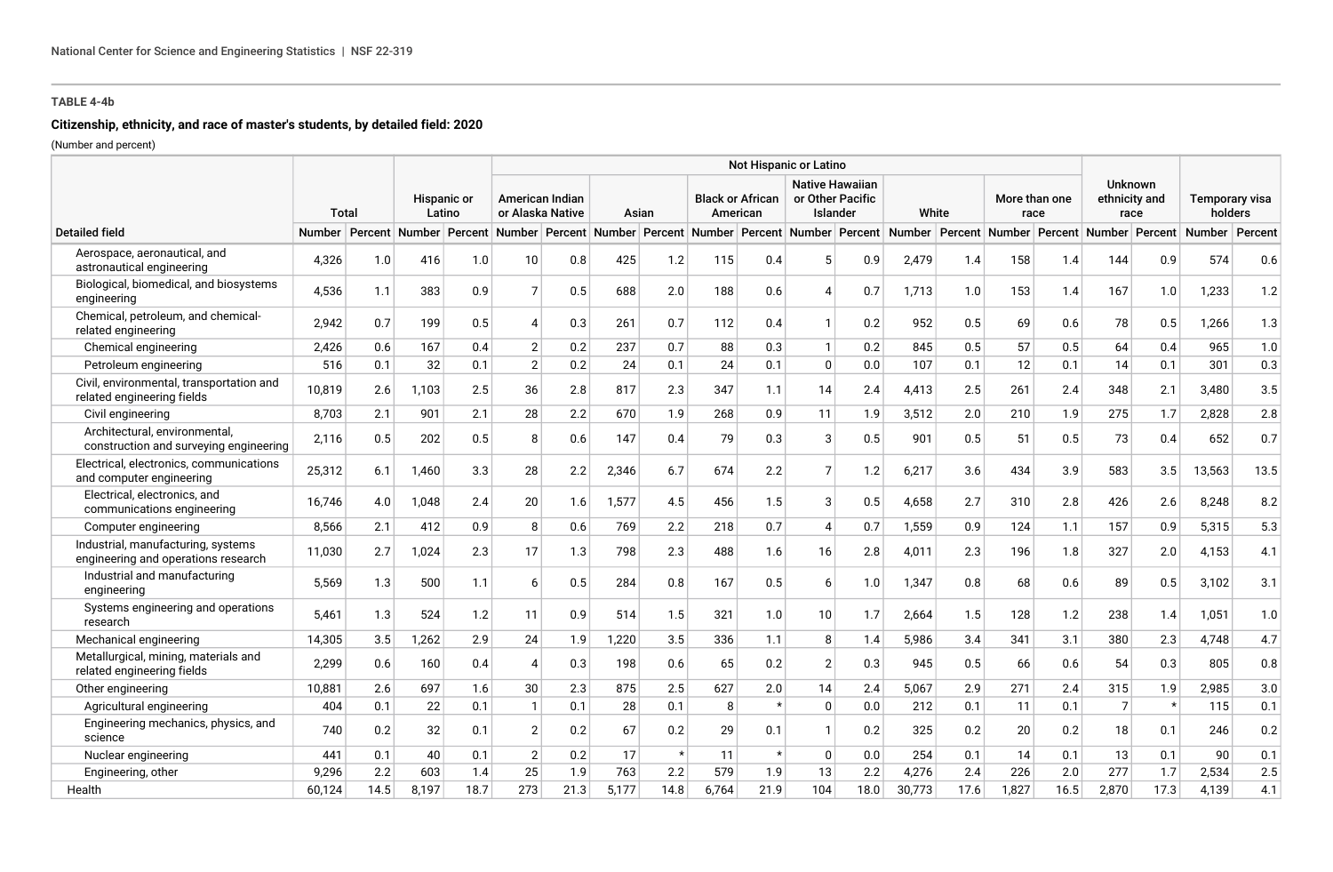**TABLE 4-4b**

**Citizenship, ethnicity, and race of master's students, by detailed field: 2020**

(Number and percent)

| Detailed field | Total | | Hispanic or Latino | | Not Hispanic or Latino | | | | | | | | | | | | Unknown ethnicity and race | | Temporary visa holders | |
|---|---|---|---|---|---|---|---|---|---|---|---|---|---|---|---|---|---|---|---|---|
| | | | | | American Indian or Alaska Native | | Asian | | Black or African American | | Native Hawaiian or Other Pacific Islander | | White | | More than one race | | | | | |
| | Number | Percent | Number | Percent | Number | Percent | Number | Percent | Number | Percent | Number | Percent | Number | Percent | Number | Percent | Number | Percent | Number | Percent |
| Aerospace, aeronautical, and astronautical engineering | 4,326 | 1.0 | 416 | 1.0 | 10 | 0.8 | 425 | 1.2 | 115 | 0.4 | 5 | 0.9 | 2,479 | 1.4 | 158 | 1.4 | 144 | 0.9 | 574 | 0.6 |
| Biological, biomedical, and biosystems engineering | 4,536 | 1.1 | 383 | 0.9 | 7 | 0.5 | 688 | 2.0 | 188 | 0.6 | 4 | 0.7 | 1,713 | 1.0 | 153 | 1.4 | 167 | 1.0 | 1,233 | 1.2 |
| Chemical, petroleum, and chemical-related engineering | 2,942 | 0.7 | 199 | 0.5 | 4 | 0.3 | 261 | 0.7 | 112 | 0.4 | 1 | 0.2 | 952 | 0.5 | 69 | 0.6 | 78 | 0.5 | 1,266 | 1.3 |
| Chemical engineering | 2,426 | 0.6 | 167 | 0.4 | 2 | 0.2 | 237 | 0.7 | 88 | 0.3 | 1 | 0.2 | 845 | 0.5 | 57 | 0.5 | 64 | 0.4 | 965 | 1.0 |
| Petroleum engineering | 516 | 0.1 | 32 | 0.1 | 2 | 0.2 | 24 | 0.1 | 24 | 0.1 | 0 | 0.0 | 107 | 0.1 | 12 | 0.1 | 14 | 0.1 | 301 | 0.3 |
| Civil, environmental, transportation and related engineering fields | 10,819 | 2.6 | 1,103 | 2.5 | 36 | 2.8 | 817 | 2.3 | 347 | 1.1 | 14 | 2.4 | 4,413 | 2.5 | 261 | 2.4 | 348 | 2.1 | 3,480 | 3.5 |
| Civil engineering | 8,703 | 2.1 | 901 | 2.1 | 28 | 2.2 | 670 | 1.9 | 268 | 0.9 | 11 | 1.9 | 3,512 | 2.0 | 210 | 1.9 | 275 | 1.7 | 2,828 | 2.8 |
| Architectural, environmental, construction and surveying engineering | 2,116 | 0.5 | 202 | 0.5 | 8 | 0.6 | 147 | 0.4 | 79 | 0.3 | 3 | 0.5 | 901 | 0.5 | 51 | 0.5 | 73 | 0.4 | 652 | 0.7 |
| Electrical, electronics, communications and computer engineering | 25,312 | 6.1 | 1,460 | 3.3 | 28 | 2.2 | 2,346 | 6.7 | 674 | 2.2 | 7 | 1.2 | 6,217 | 3.6 | 434 | 3.9 | 583 | 3.5 | 13,563 | 13.5 |
| Electrical, electronics, and communications engineering | 16,746 | 4.0 | 1,048 | 2.4 | 20 | 1.6 | 1,577 | 4.5 | 456 | 1.5 | 3 | 0.5 | 4,658 | 2.7 | 310 | 2.8 | 426 | 2.6 | 8,248 | 8.2 |
| Computer engineering | 8,566 | 2.1 | 412 | 0.9 | 8 | 0.6 | 769 | 2.2 | 218 | 0.7 | 4 | 0.7 | 1,559 | 0.9 | 124 | 1.1 | 157 | 0.9 | 5,315 | 5.3 |
| Industrial, manufacturing, systems engineering and operations research | 11,030 | 2.7 | 1,024 | 2.3 | 17 | 1.3 | 798 | 2.3 | 488 | 1.6 | 16 | 2.8 | 4,011 | 2.3 | 196 | 1.8 | 327 | 2.0 | 4,153 | 4.1 |
| Industrial and manufacturing engineering | 5,569 | 1.3 | 500 | 1.1 | 6 | 0.5 | 284 | 0.8 | 167 | 0.5 | 6 | 1.0 | 1,347 | 0.8 | 68 | 0.6 | 89 | 0.5 | 3,102 | 3.1 |
| Systems engineering and operations research | 5,461 | 1.3 | 524 | 1.2 | 11 | 0.9 | 514 | 1.5 | 321 | 1.0 | 10 | 1.7 | 2,664 | 1.5 | 128 | 1.2 | 238 | 1.4 | 1,051 | 1.0 |
| Mechanical engineering | 14,305 | 3.5 | 1,262 | 2.9 | 24 | 1.9 | 1,220 | 3.5 | 336 | 1.1 | 8 | 1.4 | 5,986 | 3.4 | 341 | 3.1 | 380 | 2.3 | 4,748 | 4.7 |
| Metallurgical, mining, materials and related engineering fields | 2,299 | 0.6 | 160 | 0.4 | 4 | 0.3 | 198 | 0.6 | 65 | 0.2 | 2 | 0.3 | 945 | 0.5 | 66 | 0.6 | 54 | 0.3 | 805 | 0.8 |
| Other engineering | 10,881 | 2.6 | 697 | 1.6 | 30 | 2.3 | 875 | 2.5 | 627 | 2.0 | 14 | 2.4 | 5,067 | 2.9 | 271 | 2.4 | 315 | 1.9 | 2,985 | 3.0 |
| Agricultural engineering | 404 | 0.1 | 22 | 0.1 | 1 | 0.1 | 28 | 0.1 | 8 | * | 0 | 0.0 | 212 | 0.1 | 11 | 0.1 | 7 | * | 115 | 0.1 |
| Engineering mechanics, physics, and science | 740 | 0.2 | 32 | 0.1 | 2 | 0.2 | 67 | 0.2 | 29 | 0.1 | 1 | 0.2 | 325 | 0.2 | 20 | 0.2 | 18 | 0.1 | 246 | 0.2 |
| Nuclear engineering | 441 | 0.1 | 40 | 0.1 | 2 | 0.2 | 17 | * | 11 | * | 0 | 0.0 | 254 | 0.1 | 14 | 0.1 | 13 | 0.1 | 90 | 0.1 |
| Engineering, other | 9,296 | 2.2 | 603 | 1.4 | 25 | 1.9 | 763 | 2.2 | 579 | 1.9 | 13 | 2.2 | 4,276 | 2.4 | 226 | 2.0 | 277 | 1.7 | 2,534 | 2.5 |
| Health | 60,124 | 14.5 | 8,197 | 18.7 | 273 | 21.3 | 5,177 | 14.8 | 6,764 | 21.9 | 104 | 18.0 | 30,773 | 17.6 | 1,827 | 16.5 | 2,870 | 17.3 | 4,139 | 4.1 |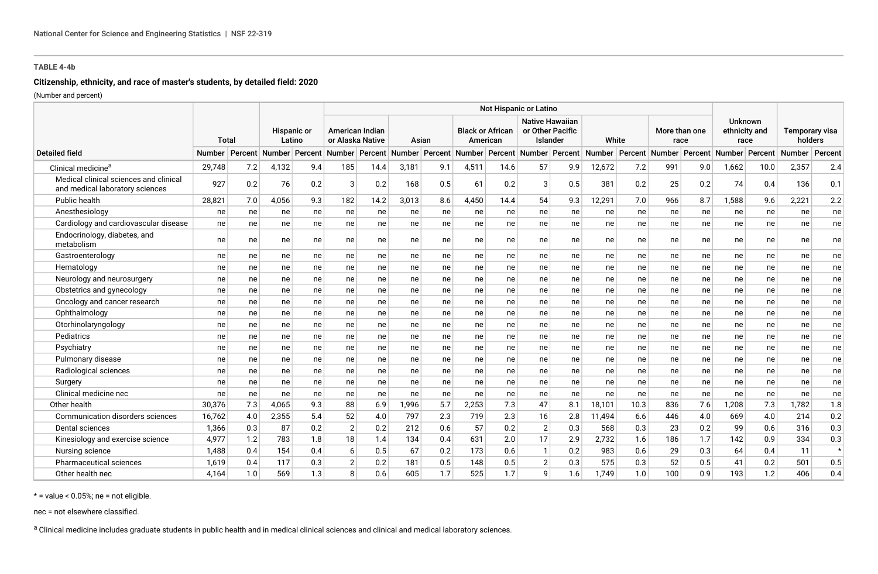**TABLE 4-4b**

**Citizenship, ethnicity, and race of master's students, by detailed field: 2020**

(Number and percent)

| Detailed field | Total | | Hispanic or Latino | | Not Hispanic or Latino | | | | | | | | | | | | Unknown ethnicity and race | | Temporary visa holders | |
|---|---|---|---|---|---|---|---|---|---|---|---|---|---|---|---|---|---|---|---|---|
| | | | | | American Indian or Alaska Native | | Asian | | Black or African American | | Native Hawaiian or Other Pacific Islander | | White | | More than one race | | | | | |
| | Number | Percent | Number | Percent | Number | Percent | Number | Percent | Number | Percent | Number | Percent | Number | Percent | Number | Percent | Number | Percent | Number | Percent |
| Clinical medicine[a] | 29,748 | 7.2 | 4,132 | 9.4 | 185 | 14.4 | 3,181 | 9.1 | 4,511 | 14.6 | 57 | 9.9 | 12,672 | 7.2 | 991 | 9.0 | 1,662 | 10.0 | 2,357 | 2.4 |
| Medical clinical sciences and clinical and medical laboratory sciences | 927 | 0.2 | 76 | 0.2 | 3 | 0.2 | 168 | 0.5 | 61 | 0.2 | 3 | 0.5 | 381 | 0.2 | 25 | 0.2 | 74 | 0.4 | 136 | 0.1 |
| Public health | 28,821 | 7.0 | 4,056 | 9.3 | 182 | 14.2 | 3,013 | 8.6 | 4,450 | 14.4 | 54 | 9.3 | 12,291 | 7.0 | 966 | 8.7 | 1,588 | 9.6 | 2,221 | 2.2 |
| Anesthesiology | ne | ne | ne | ne | ne | ne | ne | ne | ne | ne | ne | ne | ne | ne | ne | ne | ne | ne | ne | ne |
| Cardiology and cardiovascular disease | ne | ne | ne | ne | ne | ne | ne | ne | ne | ne | ne | ne | ne | ne | ne | ne | ne | ne | ne | ne |
| Endocrinology, diabetes, and metabolism | ne | ne | ne | ne | ne | ne | ne | ne | ne | ne | ne | ne | ne | ne | ne | ne | ne | ne | ne | ne |
| Gastroenterology | ne | ne | ne | ne | ne | ne | ne | ne | ne | ne | ne | ne | ne | ne | ne | ne | ne | ne | ne | ne |
| Hematology | ne | ne | ne | ne | ne | ne | ne | ne | ne | ne | ne | ne | ne | ne | ne | ne | ne | ne | ne | ne |
| Neurology and neurosurgery | ne | ne | ne | ne | ne | ne | ne | ne | ne | ne | ne | ne | ne | ne | ne | ne | ne | ne | ne | ne |
| Obstetrics and gynecology | ne | ne | ne | ne | ne | ne | ne | ne | ne | ne | ne | ne | ne | ne | ne | ne | ne | ne | ne | ne |
| Oncology and cancer research | ne | ne | ne | ne | ne | ne | ne | ne | ne | ne | ne | ne | ne | ne | ne | ne | ne | ne | ne | ne |
| Ophthalmology | ne | ne | ne | ne | ne | ne | ne | ne | ne | ne | ne | ne | ne | ne | ne | ne | ne | ne | ne | ne |
| Otorhinolaryngology | ne | ne | ne | ne | ne | ne | ne | ne | ne | ne | ne | ne | ne | ne | ne | ne | ne | ne | ne | ne |
| Pediatrics | ne | ne | ne | ne | ne | ne | ne | ne | ne | ne | ne | ne | ne | ne | ne | ne | ne | ne | ne | ne |
| Psychiatry | ne | ne | ne | ne | ne | ne | ne | ne | ne | ne | ne | ne | ne | ne | ne | ne | ne | ne | ne | ne |
| Pulmonary disease | ne | ne | ne | ne | ne | ne | ne | ne | ne | ne | ne | ne | ne | ne | ne | ne | ne | ne | ne | ne |
| Radiological sciences | ne | ne | ne | ne | ne | ne | ne | ne | ne | ne | ne | ne | ne | ne | ne | ne | ne | ne | ne | ne |
| Surgery | ne | ne | ne | ne | ne | ne | ne | ne | ne | ne | ne | ne | ne | ne | ne | ne | ne | ne | ne | ne |
| Clinical medicine nec | ne | ne | ne | ne | ne | ne | ne | ne | ne | ne | ne | ne | ne | ne | ne | ne | ne | ne | ne | ne |
| Other health | 30,376 | 7.3 | 4,065 | 9.3 | 88 | 6.9 | 1,996 | 5.7 | 2,253 | 7.3 | 47 | 8.1 | 18,101 | 10.3 | 836 | 7.6 | 1,208 | 7.3 | 1,782 | 1.8 |
| Communication disorders sciences | 16,762 | 4.0 | 2,355 | 5.4 | 52 | 4.0 | 797 | 2.3 | 719 | 2.3 | 16 | 2.8 | 11,494 | 6.6 | 446 | 4.0 | 669 | 4.0 | 214 | 0.2 |
| Dental sciences | 1,366 | 0.3 | 87 | 0.2 | 2 | 0.2 | 212 | 0.6 | 57 | 0.2 | 2 | 0.3 | 568 | 0.3 | 23 | 0.2 | 99 | 0.6 | 316 | 0.3 |
| Kinesiology and exercise science | 4,977 | 1.2 | 783 | 1.8 | 18 | 1.4 | 134 | 0.4 | 631 | 2.0 | 17 | 2.9 | 2,732 | 1.6 | 186 | 1.7 | 142 | 0.9 | 334 | 0.3 |
| Nursing science | 1,488 | 0.4 | 154 | 0.4 | 6 | 0.5 | 67 | 0.2 | 173 | 0.6 | 1 | 0.2 | 983 | 0.6 | 29 | 0.3 | 64 | 0.4 | 11 | * |
| Pharmaceutical sciences | 1,619 | 0.4 | 117 | 0.3 | 2 | 0.2 | 181 | 0.5 | 148 | 0.5 | 2 | 0.3 | 575 | 0.3 | 52 | 0.5 | 41 | 0.2 | 501 | 0.5 |
| Other health nec | 4,164 | 1.0 | 569 | 1.3 | 8 | 0.6 | 605 | 1.7 | 525 | 1.7 | 9 | 1.6 | 1,749 | 1.0 | 100 | 0.9 | 193 | 1.2 | 406 | 0.4 |

* = value < 0.05%; ne = not eligible.

nec = not elsewhere classified.

[a] Clinical medicine includes graduate students in public health and in medical clinical sciences and clinical and medical laboratory sciences.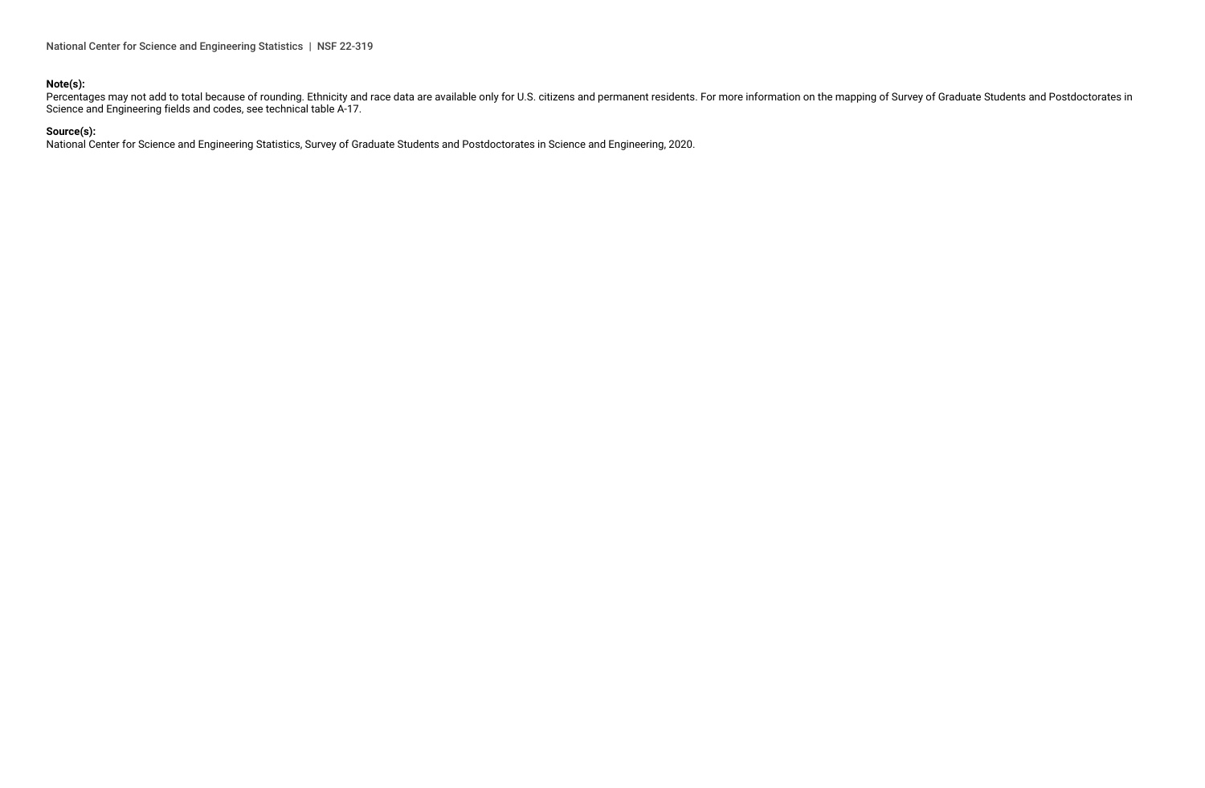**Note(s):**

Percentages may not add to total because of rounding. Ethnicity and race data are available only for U.S. citizens and permanent residents. For more information on the mapping of Survey of Graduate Students and Postdoctorates in Science and Engineering fields and codes, see technical table A-17.

**Source(s):**

National Center for Science and Engineering Statistics, Survey of Graduate Students and Postdoctorates in Science and Engineering, 2020.